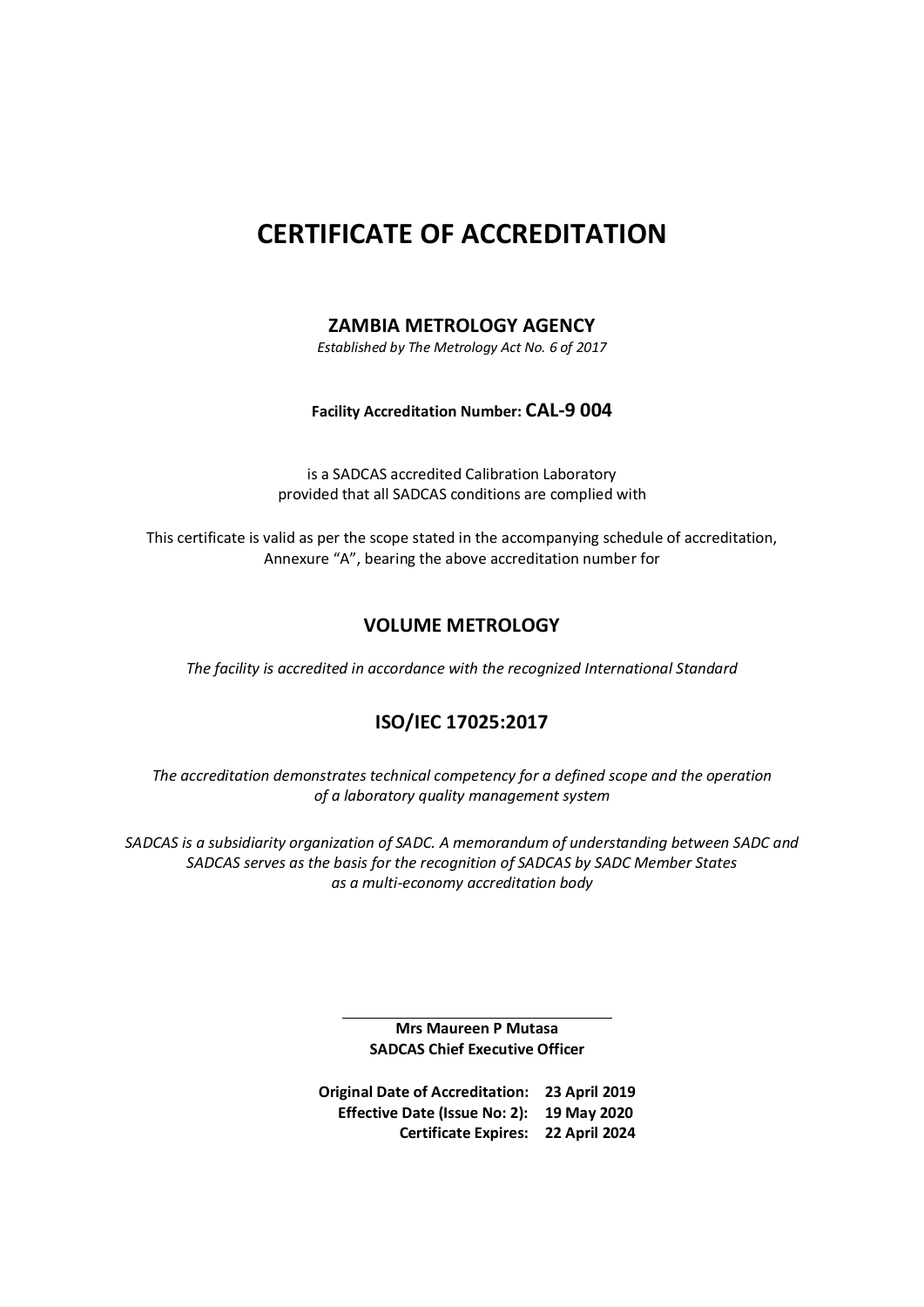# CERTIFICATE OF ACCREDITATION

## ZAMBIA METROLOGY AGENCY

*Established by The Metrology Act No. 6 of 2017*

**Facility Accreditation Number: CAL-9 004**

is a SADCAS accredited Calibration Laboratory
provided that all SADCAS conditions are complied with

This certificate is valid as per the scope stated in the accompanying schedule of accreditation, Annexure "A", bearing the above accreditation number for

## VOLUME METROLOGY

*The facility is accredited in accordance with the recognized International Standard*

## ISO/IEC 17025:2017

*The accreditation demonstrates technical competency for a defined scope and the operation of a laboratory quality management system*

*SADCAS is a subsidiarity organization of SADC. A memorandum of understanding between SADC and SADCAS serves as the basis for the recognition of SADCAS by SADC Member States as a multi-economy accreditation body*

**Mrs Maureen P Mutasa**
**SADCAS Chief Executive Officer**

**Original Date of Accreditation: 23 April 2019**
**Effective Date (Issue No: 2): 19 May 2020**
**Certificate Expires: 22 April 2024**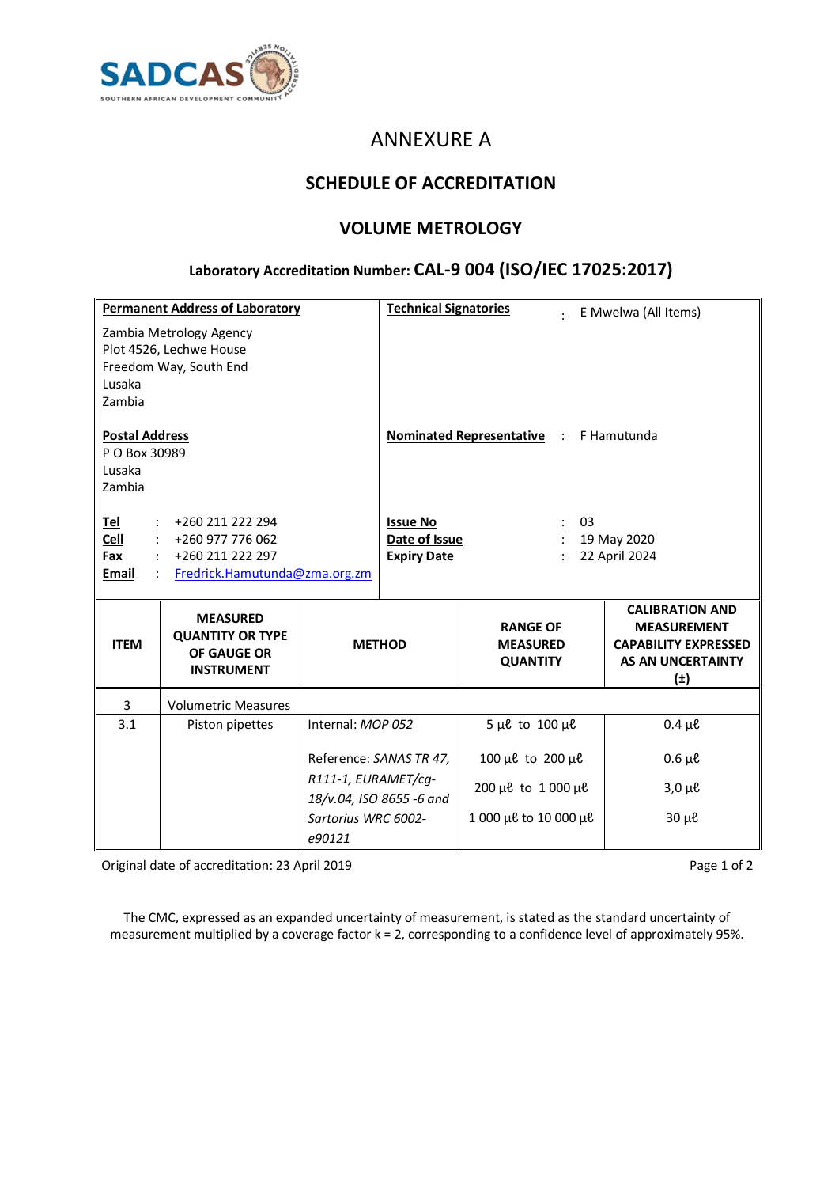SADCAS
SOUTHERN AFRICAN DEVELOPMENT COMMUNITY

# ANNEXURE A

## SCHEDULE OF ACCREDITATION

## VOLUME METROLOGY

### Laboratory Accreditation Number: CAL-9 004 (ISO/IEC 17025:2017)

| **Permanent Address of Laboratory** | **Technical Signatories** | : E Mwelwa (All Items) |
|---|---|---|
| Zambia Metrology Agency<br>Plot 4526, Lechwe House<br>Freedom Way, South End<br>Lusaka<br>Zambia | | |
| **Postal Address**<br>P O Box 30989<br>Lusaka<br>Zambia | **Nominated Representative** | : F Hamutunda |
| **Tel** : +260 211 222 294<br>**Cell** : +260 977 776 062<br>**Fax** : +260 211 222 297<br>**Email** : Fredrick.Hamutunda@zma.org.zm | **Issue No**<br>**Date of Issue**<br>**Expiry Date** | : 03<br>: 19 May 2020<br>: 22 April 2024 |

| ITEM | MEASURED QUANTITY OR TYPE OF GAUGE OR INSTRUMENT | METHOD | RANGE OF MEASURED QUANTITY | CALIBRATION AND MEASUREMENT CAPABILITY EXPRESSED AS AN UNCERTAINTY (±) |
|---|---|---|---|---|
| 3 | Volumetric Measures | | | |
| 3.1 | Piston pipettes | Internal: *MOP 052* | 5 µℓ to 100 µℓ | 0.4 µℓ |
| | | Reference: *SANAS TR 47, R111-1, EURAMET/cg-18/v.04, ISO 8655 -6 and Sartorius WRC 6002-e90121* | 100 µℓ to 200 µℓ | 0.6 µℓ |
| | | | 200 µℓ to 1 000 µℓ | 3,0 µℓ |
| | | | 1 000 µℓ to 10 000 µℓ | 30 µℓ |

Original date of accreditation: 23 April 2019

The CMC, expressed as an expanded uncertainty of measurement, is stated as the standard uncertainty of measurement multiplied by a coverage factor k = 2, corresponding to a confidence level of approximately 95%.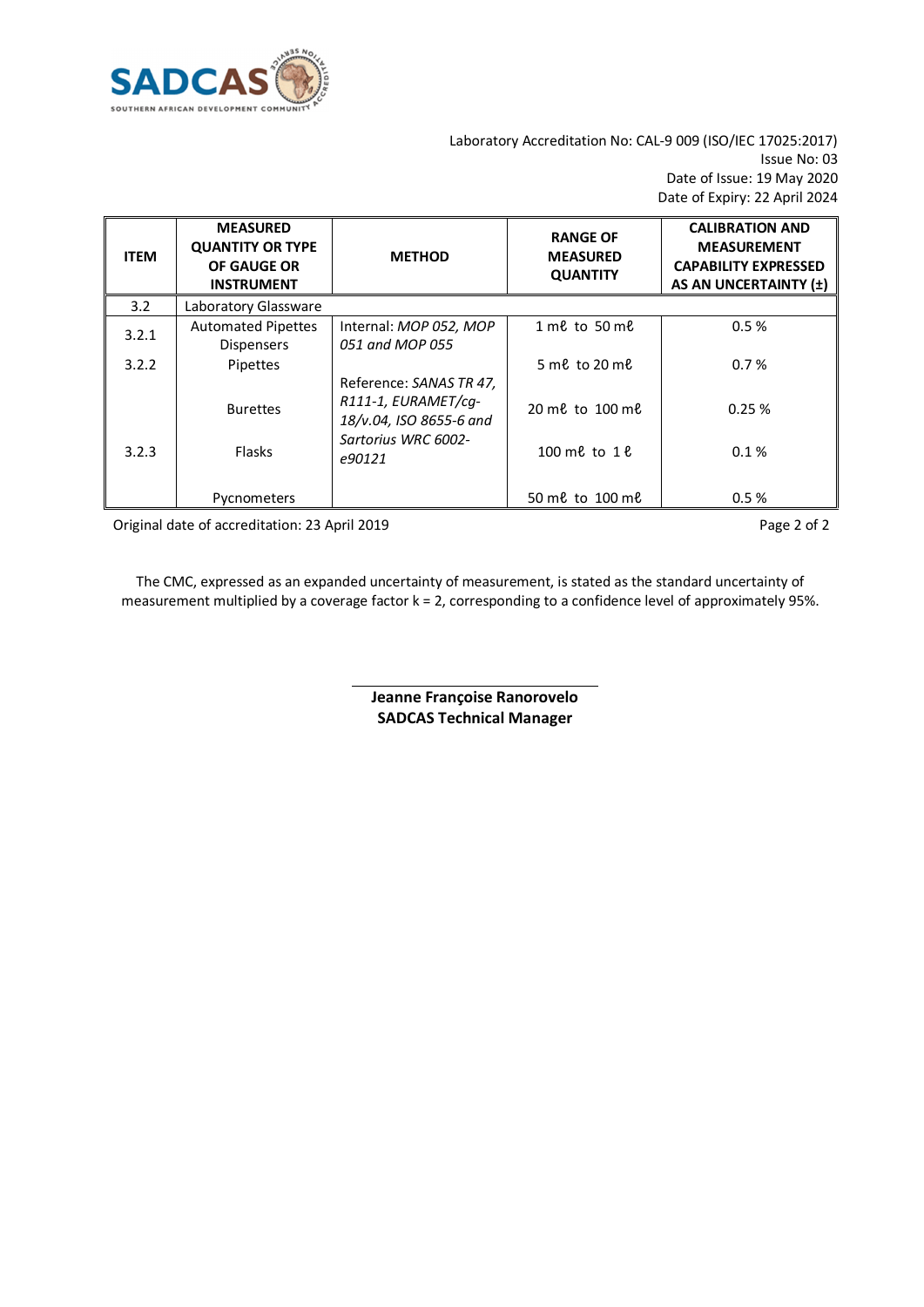Laboratory Accreditation No: CAL-9 009 (ISO/IEC 17025:2017)
Issue No: 03
Date of Issue: 19 May 2020
Date of Expiry: 22 April 2024

| ITEM | MEASURED QUANTITY OR TYPE OF GAUGE OR INSTRUMENT | METHOD | RANGE OF MEASURED QUANTITY | CALIBRATION AND MEASUREMENT CAPABILITY EXPRESSED AS AN UNCERTAINTY (±) |
|---|---|---|---|---|
| 3.2 | Laboratory Glassware | | | |
| 3.2.1 | Automated Pipettes Dispensers | Internal: *MOP 052, MOP 051 and MOP 055* | 1 mℓ to 50 mℓ | 0.5 % |
| 3.2.2 | Pipettes | Reference: *SANAS TR 47, R111-1, EURAMET/cg-18/v.04, ISO 8655-6 and Sartorius WRC 6002-e90121* | 5 mℓ to 20 mℓ | 0.7 % |
| | Burettes | | 20 mℓ to 100 mℓ | 0.25 % |
| 3.2.3 | Flasks | | 100 mℓ to 1 ℓ | 0.1 % |
| | Pycnometers | | 50 mℓ to 100 mℓ | 0.5 % |

Original date of accreditation: 23 April 2019

The CMC, expressed as an expanded uncertainty of measurement, is stated as the standard uncertainty of measurement multiplied by a coverage factor k = 2, corresponding to a confidence level of approximately 95%.

**Jeanne Françoise Ranorovelo**
**SADCAS Technical Manager**